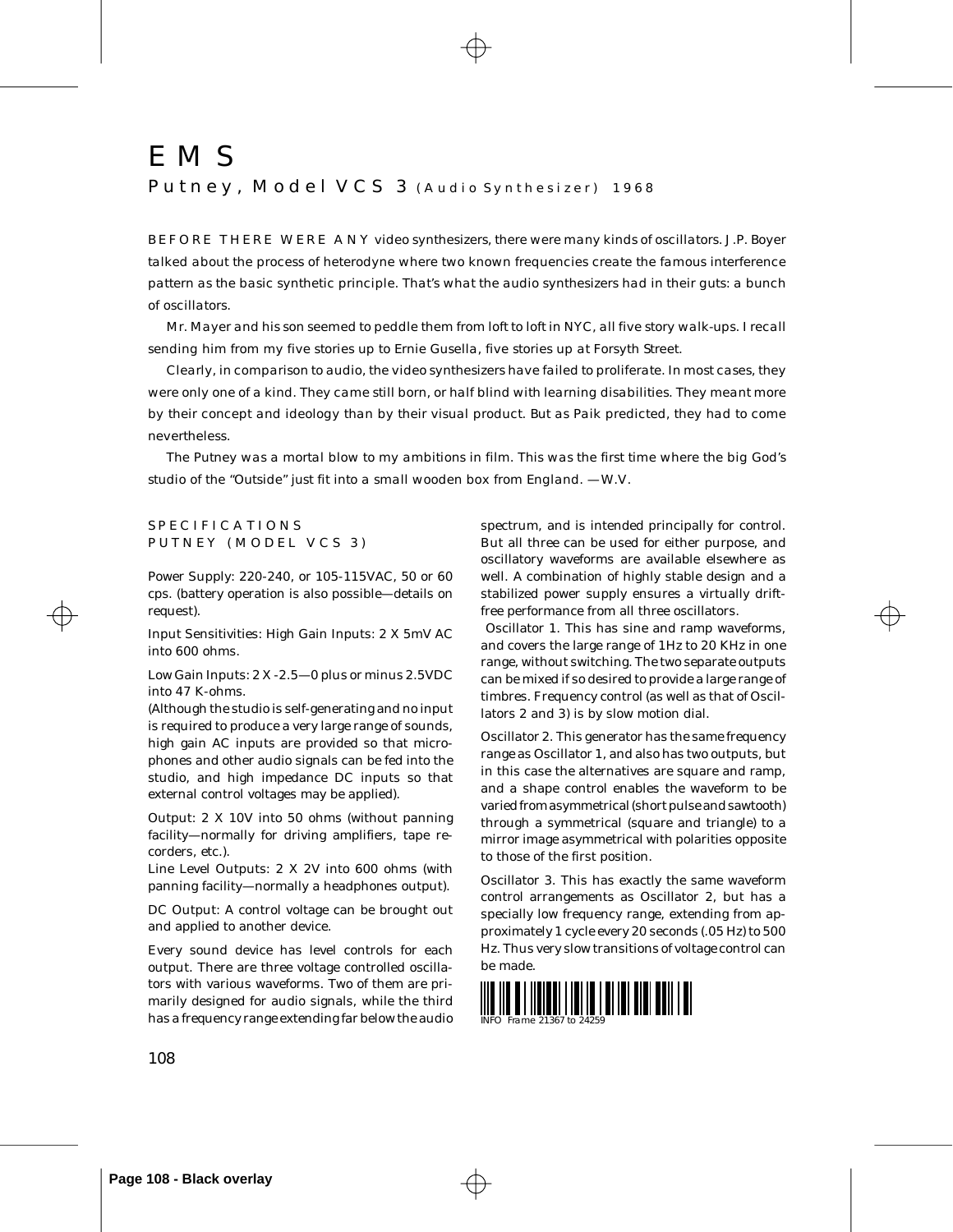# EMS

## Putney, Model VCS 3 (Audio Synthesizer) 1968

*BEFORE THERE WERE ANY video synthesizers, there were many kinds of oscillators. J.P. Boyer talked about the process of heterodyne where two known frequencies create the famous interference pattern as the basic synthetic principle. That's what the audio synthesizers had in their guts: a bunch of oscillators.*

*Mr. Mayer and his son seemed to peddle them from loft to loft in NYC, all five story walk-ups. I recall sending him from my five stories up to Ernie Gusella, five stories up at Forsyth Street.*

*Clearly, in comparison to audio, the video synthesizers have failed to proliferate. In most cases, they were only one of a kind. They came still born, or half blind with learning disabilities. They meant more by their concept and ideology than by their visual product. But as Paik predicted, they had to come nevertheless.*

*The Putney was a mortal blow to my ambitions in film. This was the first time where the big God's studio of the "Outside" just fit into a small wooden box from England. —W.V.*

### SPECIFICATIONS PUTNEY (MODEL VCS 3)

Power Supply: 220-240, or 105-115VAC, 50 or 60 cps. (battery operation is also possible—details on request).

Input Sensitivities: High Gain Inputs: 2 X 5mV AC into 600 ohms.

Low Gain Inputs: 2 X -2.5—0 plus or minus 2.5VDC into 47 K-ohms.
(Although the studio is self-generating and no input is required to produce a very large range of sounds, high gain AC inputs are provided so that microphones and other audio signals can be fed into the studio, and high impedance DC inputs so that external control voltages may be applied).

Output: 2 X 10V into 50 ohms (without panning facility—normally for driving amplifiers, tape recorders, etc.).
Line Level Outputs: 2 X 2V into 600 ohms (with panning facility—normally a headphones output).

DC Output: A control voltage can be brought out and applied to another device.

Every sound device has level controls for each output. There are three voltage controlled oscillators with various waveforms. Two of them are primarily designed for audio signals, while the third has a frequency range extending far below the audio spectrum, and is intended principally for control. But all three can be used for either purpose, and oscillatory waveforms are available elsewhere as well. A combination of highly stable design and a stabilized power supply ensures a virtually drift-free performance from all three oscillators.

Oscillator 1. This has sine and ramp waveforms, and covers the large range of 1Hz to 20 KHz in one range, without switching. The two separate outputs can be mixed if so desired to provide a large range of timbres. Frequency control (as well as that of Oscillators 2 and 3) is by slow motion dial.

Oscillator 2. This generator has the same frequency range as Oscillator 1, and also has two outputs, but in this case the alternatives are square and ramp, and a shape control enables the waveform to be varied from asymmetrical (short pulse and sawtooth) through a symmetrical (square and triangle) to a mirror image asymmetrical with polarities opposite to those of the first position.

Oscillator 3. This has exactly the same waveform control arrangements as Oscillator 2, but has a specially low frequency range, extending from approximately 1 cycle every 20 seconds (.05 Hz) to 500 Hz. Thus very slow transitions of voltage control can be made.

INFO Frame 21367 to 24259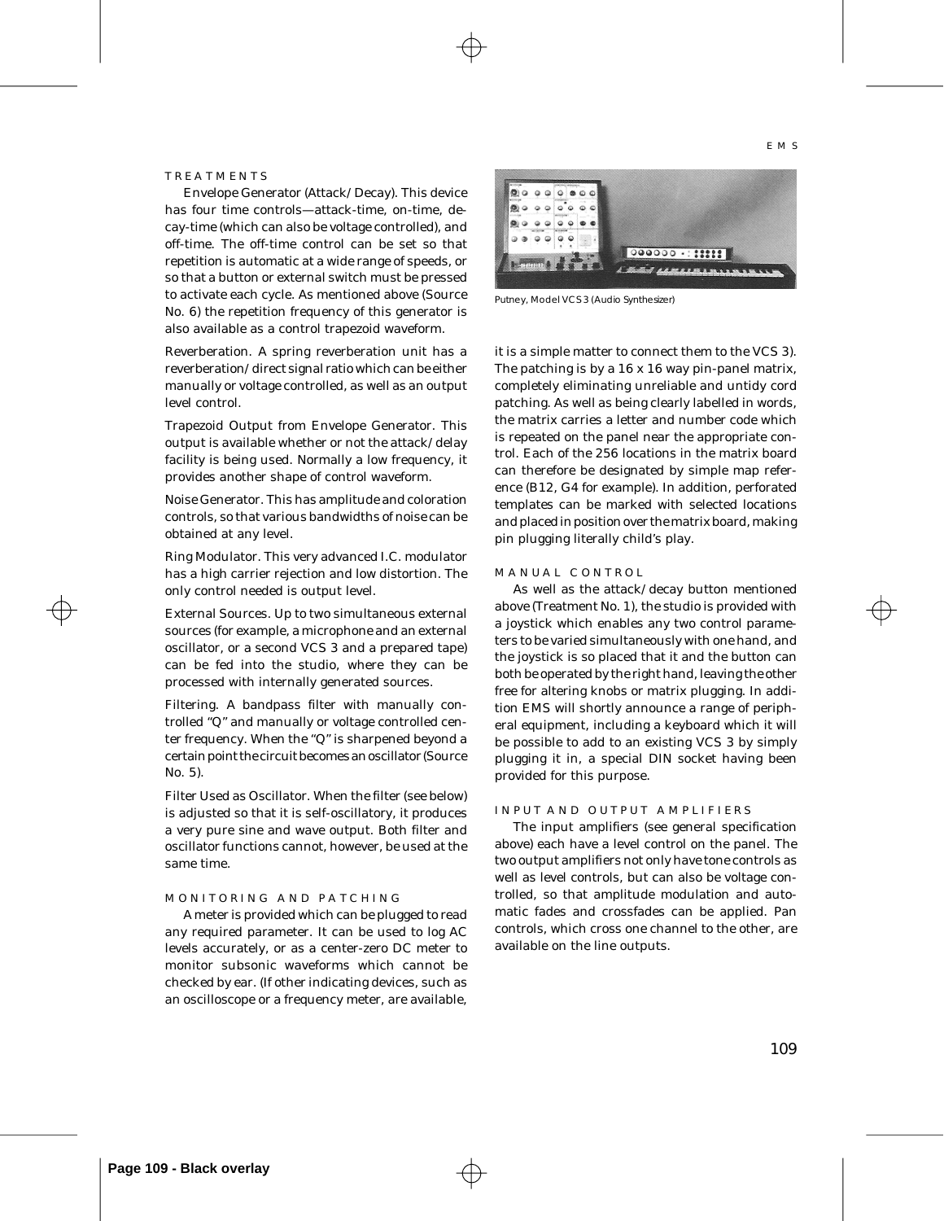## TREATMENTS

Envelope Generator (Attack/Decay). This device has four time controls—attack-time, on-time, decay-time (which can also be voltage controlled), and off-time. The off-time control can be set so that repetition is automatic at a wide range of speeds, or so that a button or external switch must be pressed to activate each cycle. As mentioned above (Source No. 6) the repetition frequency of this generator is also available as a control trapezoid waveform.

Reverberation. A spring reverberation unit has a reverberation/direct signal ratio which can be either manually or voltage controlled, as well as an output level control.

Trapezoid Output from Envelope Generator. This output is available whether or not the attack/delay facility is being used. Normally a low frequency, it provides another shape of control waveform.

Noise Generator. This has amplitude and coloration controls, so that various bandwidths of noise can be obtained at any level.

Ring Modulator. This very advanced I.C. modulator has a high carrier rejection and low distortion. The only control needed is output level.

External Sources. Up to two simultaneous external sources (for example, a microphone and an external oscillator, or a second VCS 3 and a prepared tape) can be fed into the studio, where they can be processed with internally generated sources.

Filtering. A bandpass filter with manually controlled "Q" and manually or voltage controlled center frequency. When the "Q" is sharpened beyond a certain point the circuit becomes an oscillator (Source No. 5).

Filter Used as Oscillator. When the filter (see below) is adjusted so that it is self-oscillatory, it produces a very pure sine and wave output. Both filter and oscillator functions cannot, however, be used at the same time.

## MONITORING AND PATCHING

A meter is provided which can be plugged to read any required parameter. It can be used to log AC levels accurately, or as a center-zero DC meter to monitor subsonic waveforms which cannot be checked by ear. (If other indicating devices, such as an oscilloscope or a frequency meter, are available, it is a simple matter to connect them to the VCS 3). The patching is by a 16 x 16 way pin-panel matrix, completely eliminating unreliable and untidy cord patching. As well as being clearly labelled in words, the matrix carries a letter and number code which is repeated on the panel near the appropriate control. Each of the 256 locations in the matrix board can therefore be designated by simple map reference (B12, G4 for example). In addition, perforated templates can be marked with selected locations and placed in position over the matrix board, making pin plugging literally child's play.

Putney, Model VCS 3 (Audio Synthesizer)

## MANUAL CONTROL

As well as the attack/decay button mentioned above (Treatment No. 1), the studio is provided with a joystick which enables any two control parameters to be varied simultaneously with one hand, and the joystick is so placed that it and the button can both be operated by the right hand, leaving the other free for altering knobs or matrix plugging. In addition EMS will shortly announce a range of peripheral equipment, including a keyboard which it will be possible to add to an existing VCS 3 by simply plugging it in, a special DIN socket having been provided for this purpose.

## INPUT AND OUTPUT AMPLIFIERS

The input amplifiers (see general specification above) each have a level control on the panel. The two output amplifiers not only have tone controls as well as level controls, but can also be voltage controlled, so that amplitude modulation and automatic fades and crossfades can be applied. Pan controls, which cross one channel to the other, are available on the line outputs.